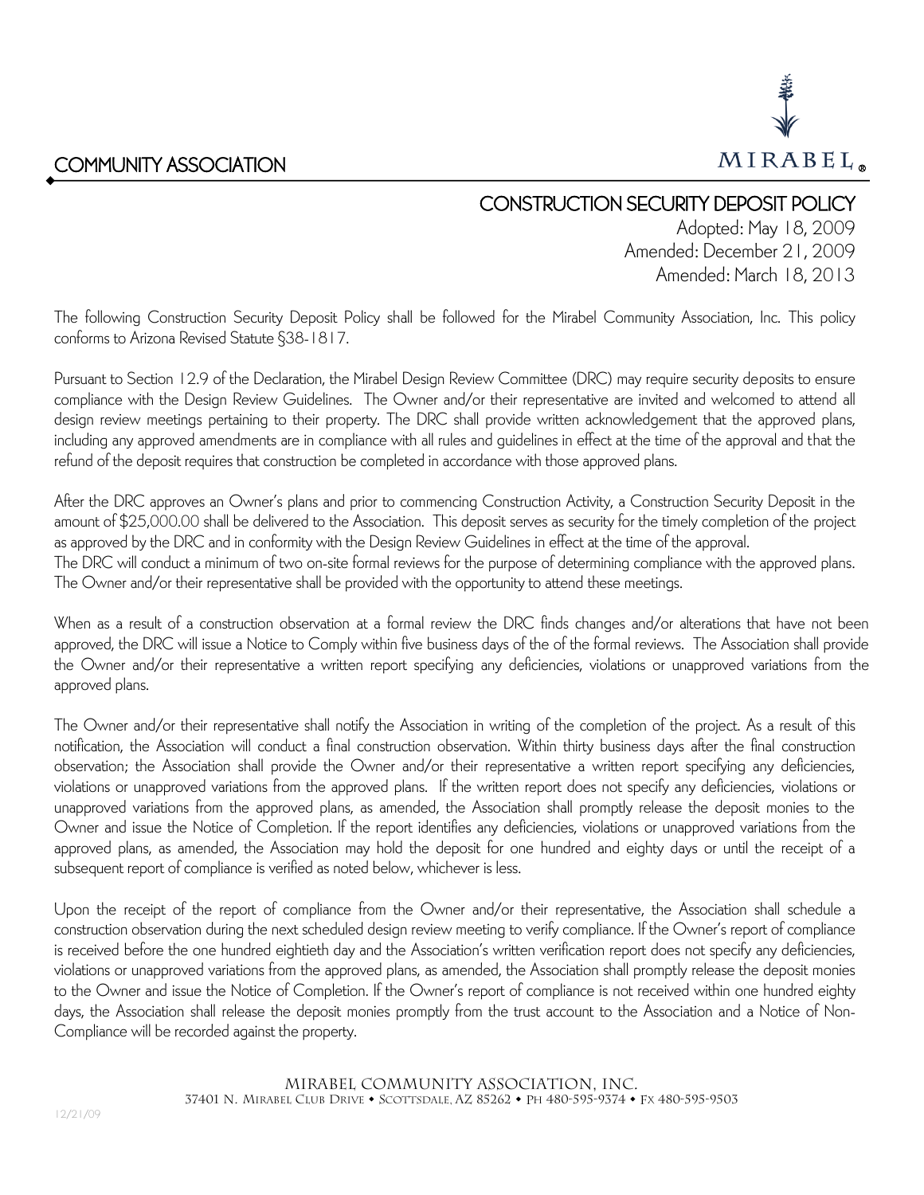# COMMUNITY ASSOCIATION

MIRABEL®

## CONSTRUCTION SECURITY DEPOSIT POLICY

Adopted: May 18, 2009
Amended: December 21, 2009
Amended: March 18, 2013

The following Construction Security Deposit Policy shall be followed for the Mirabel Community Association, Inc. This policy conforms to Arizona Revised Statute §38-1817.

Pursuant to Section 12.9 of the Declaration, the Mirabel Design Review Committee (DRC) may require security deposits to ensure compliance with the Design Review Guidelines. The Owner and/or their representative are invited and welcomed to attend all design review meetings pertaining to their property. The DRC shall provide written acknowledgement that the approved plans, including any approved amendments are in compliance with all rules and guidelines in effect at the time of the approval and that the refund of the deposit requires that construction be completed in accordance with those approved plans.

After the DRC approves an Owner's plans and prior to commencing Construction Activity, a Construction Security Deposit in the amount of $25,000.00 shall be delivered to the Association. This deposit serves as security for the timely completion of the project as approved by the DRC and in conformity with the Design Review Guidelines in effect at the time of the approval.
The DRC will conduct a minimum of two on-site formal reviews for the purpose of determining compliance with the approved plans. The Owner and/or their representative shall be provided with the opportunity to attend these meetings.

When as a result of a construction observation at a formal review the DRC finds changes and/or alterations that have not been approved, the DRC will issue a Notice to Comply within five business days of the of the formal reviews. The Association shall provide the Owner and/or their representative a written report specifying any deficiencies, violations or unapproved variations from the approved plans.

The Owner and/or their representative shall notify the Association in writing of the completion of the project. As a result of this notification, the Association will conduct a final construction observation. Within thirty business days after the final construction observation; the Association shall provide the Owner and/or their representative a written report specifying any deficiencies, violations or unapproved variations from the approved plans. If the written report does not specify any deficiencies, violations or unapproved variations from the approved plans, as amended, the Association shall promptly release the deposit monies to the Owner and issue the Notice of Completion. If the report identifies any deficiencies, violations or unapproved variations from the approved plans, as amended, the Association may hold the deposit for one hundred and eighty days or until the receipt of a subsequent report of compliance is verified as noted below, whichever is less.

Upon the receipt of the report of compliance from the Owner and/or their representative, the Association shall schedule a construction observation during the next scheduled design review meeting to verify compliance. If the Owner's report of compliance is received before the one hundred eightieth day and the Association's written verification report does not specify any deficiencies, violations or unapproved variations from the approved plans, as amended, the Association shall promptly release the deposit monies to the Owner and issue the Notice of Completion. If the Owner's report of compliance is not received within one hundred eighty days, the Association shall release the deposit monies promptly from the trust account to the Association and a Notice of Non-Compliance will be recorded against the property.

MIRABEL COMMUNITY ASSOCIATION, INC.
37401 N. Mirabel Club Drive • Scottsdale, AZ 85262 • Ph 480-595-9374 • Fx 480-595-9503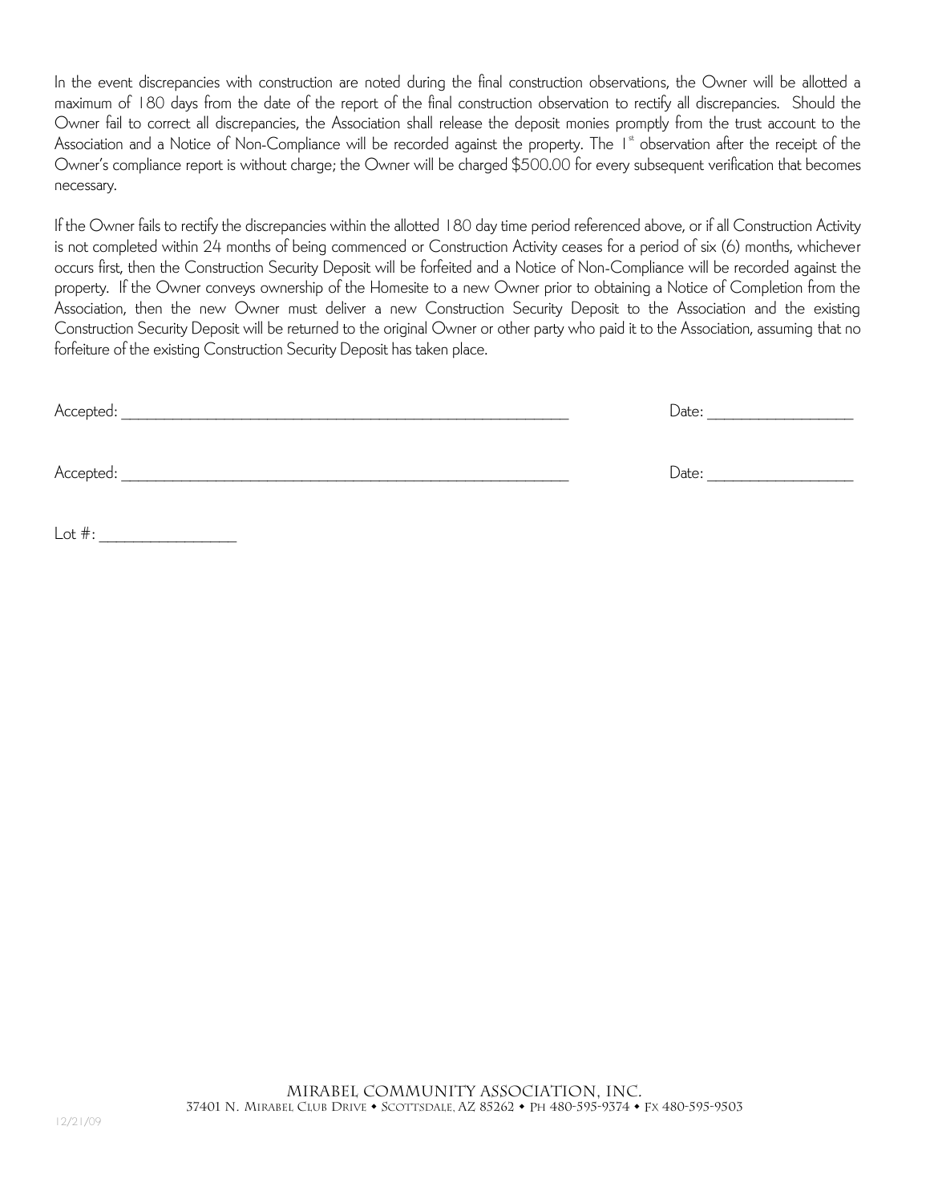In the event discrepancies with construction are noted during the final construction observations, the Owner will be allotted a maximum of 180 days from the date of the report of the final construction observation to rectify all discrepancies. Should the Owner fail to correct all discrepancies, the Association shall release the deposit monies promptly from the trust account to the Association and a Notice of Non-Compliance will be recorded against the property. The 1st observation after the receipt of the Owner's compliance report is without charge; the Owner will be charged $500.00 for every subsequent verification that becomes necessary.

If the Owner fails to rectify the discrepancies within the allotted 180 day time period referenced above, or if all Construction Activity is not completed within 24 months of being commenced or Construction Activity ceases for a period of six (6) months, whichever occurs first, then the Construction Security Deposit will be forfeited and a Notice of Non-Compliance will be recorded against the property. If the Owner conveys ownership of the Homesite to a new Owner prior to obtaining a Notice of Completion from the Association, then the new Owner must deliver a new Construction Security Deposit to the Association and the existing Construction Security Deposit will be returned to the original Owner or other party who paid it to the Association, assuming that no forfeiture of the existing Construction Security Deposit has taken place.

Accepted: ______________________________________________ Date: ________________

Accepted: ______________________________________________ Date: ________________

Lot #: ________________